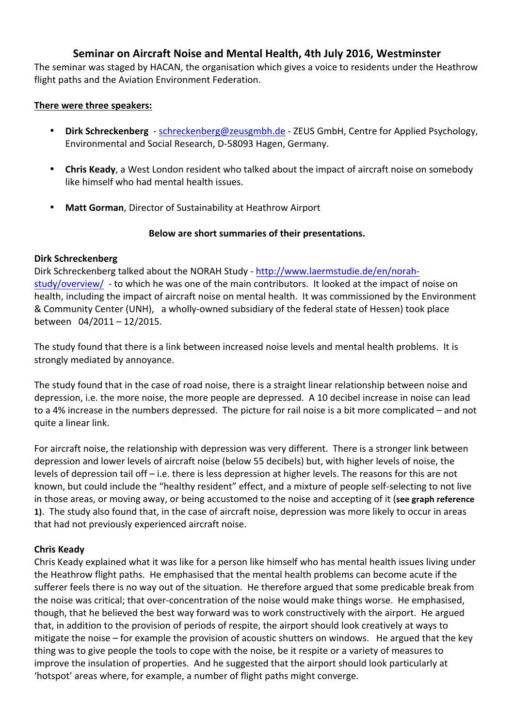# Seminar on Aircraft Noise and Mental Health, 4th July 2016, Westminster

The seminar was staged by HACAN, the organisation which gives a voice to residents under the Heathrow flight paths and the Aviation Environment Federation.

**<u>There were three speakers:</u>**

- **Dirk Schreckenberg** - schreckenberg@zeusgmbh.de - ZEUS GmbH, Centre for Applied Psychology, Environmental and Social Research, D-58093 Hagen, Germany.
- **Chris Keady**, a West London resident who talked about the impact of aircraft noise on somebody like himself who had mental health issues.
- **Matt Gorman**, Director of Sustainability at Heathrow Airport

**Below are short summaries of their presentations.**

**Dirk Schreckenberg**

Dirk Schreckenberg talked about the NORAH Study - http://www.laermstudie.de/en/norah-study/overview/ - to which he was one of the main contributors. It looked at the impact of noise on health, including the impact of aircraft noise on mental health. It was commissioned by the Environment & Community Center (UNH), a wholly-owned subsidiary of the federal state of Hessen) took place between 04/2011 – 12/2015.

The study found that there is a link between increased noise levels and mental health problems. It is strongly mediated by annoyance.

The study found that in the case of road noise, there is a straight linear relationship between noise and depression, i.e. the more noise, the more people are depressed. A 10 decibel increase in noise can lead to a 4% increase in the numbers depressed. The picture for rail noise is a bit more complicated – and not quite a linear link.

For aircraft noise, the relationship with depression was very different. There is a stronger link between depression and lower levels of aircraft noise (below 55 decibels) but, with higher levels of noise, the levels of depression tail off – i.e. there is less depression at higher levels. The reasons for this are not known, but could include the "healthy resident" effect, and a mixture of people self-selecting to not live in those areas, or moving away, or being accustomed to the noise and accepting of it (**see graph reference 1)**. The study also found that, in the case of aircraft noise, depression was more likely to occur in areas that had not previously experienced aircraft noise.

**Chris Keady**

Chris Keady explained what it was like for a person like himself who has mental health issues living under the Heathrow flight paths. He emphasised that the mental health problems can become acute if the sufferer feels there is no way out of the situation. He therefore argued that some predicable break from the noise was critical; that over-concentration of the noise would make things worse. He emphasised, though, that he believed the best way forward was to work constructively with the airport. He argued that, in addition to the provision of periods of respite, the airport should look creatively at ways to mitigate the noise – for example the provision of acoustic shutters on windows. He argued that the key thing was to give people the tools to cope with the noise, be it respite or a variety of measures to improve the insulation of properties. And he suggested that the airport should look particularly at 'hotspot' areas where, for example, a number of flight paths might converge.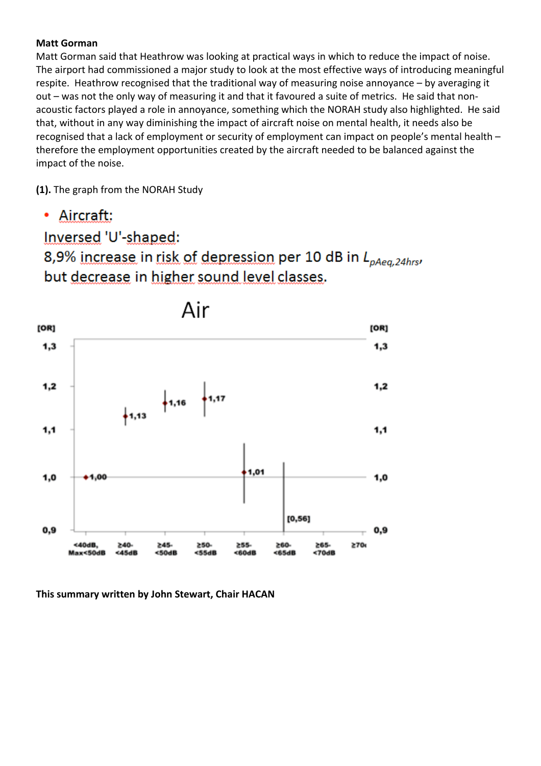**Matt Gorman**

Matt Gorman said that Heathrow was looking at practical ways in which to reduce the impact of noise. The airport had commissioned a major study to look at the most effective ways of introducing meaningful respite. Heathrow recognised that the traditional way of measuring noise annoyance – by averaging it out – was not the only way of measuring it and that it favoured a suite of metrics. He said that non-acoustic factors played a role in annoyance, something which the NORAH study also highlighted. He said that, without in any way diminishing the impact of aircraft noise on mental health, it needs also be recognised that a lack of employment or security of employment can impact on people's mental health – therefore the employment opportunities created by the aircraft needed to be balanced against the impact of the noise.

**(1).** The graph from the NORAH Study

- Aircraft:

Inversed 'U'-shaped:

8,9% increase in risk of depression per 10 dB in $L_{pAeq,24hrs}$,

but decrease in higher sound level classes.

Air

[OR]

1,3

1,2

1,1

1,0

0,9

1,00

1,13

1,16

1,17

1,01

[0,56]

<40dB, Max<50dB

≥40- <45dB

≥45- <50dB

≥50- <55dB

≥55- <60dB

≥60- <65dB

≥65- <70dB

≥70

**This summary written by John Stewart, Chair HACAN**